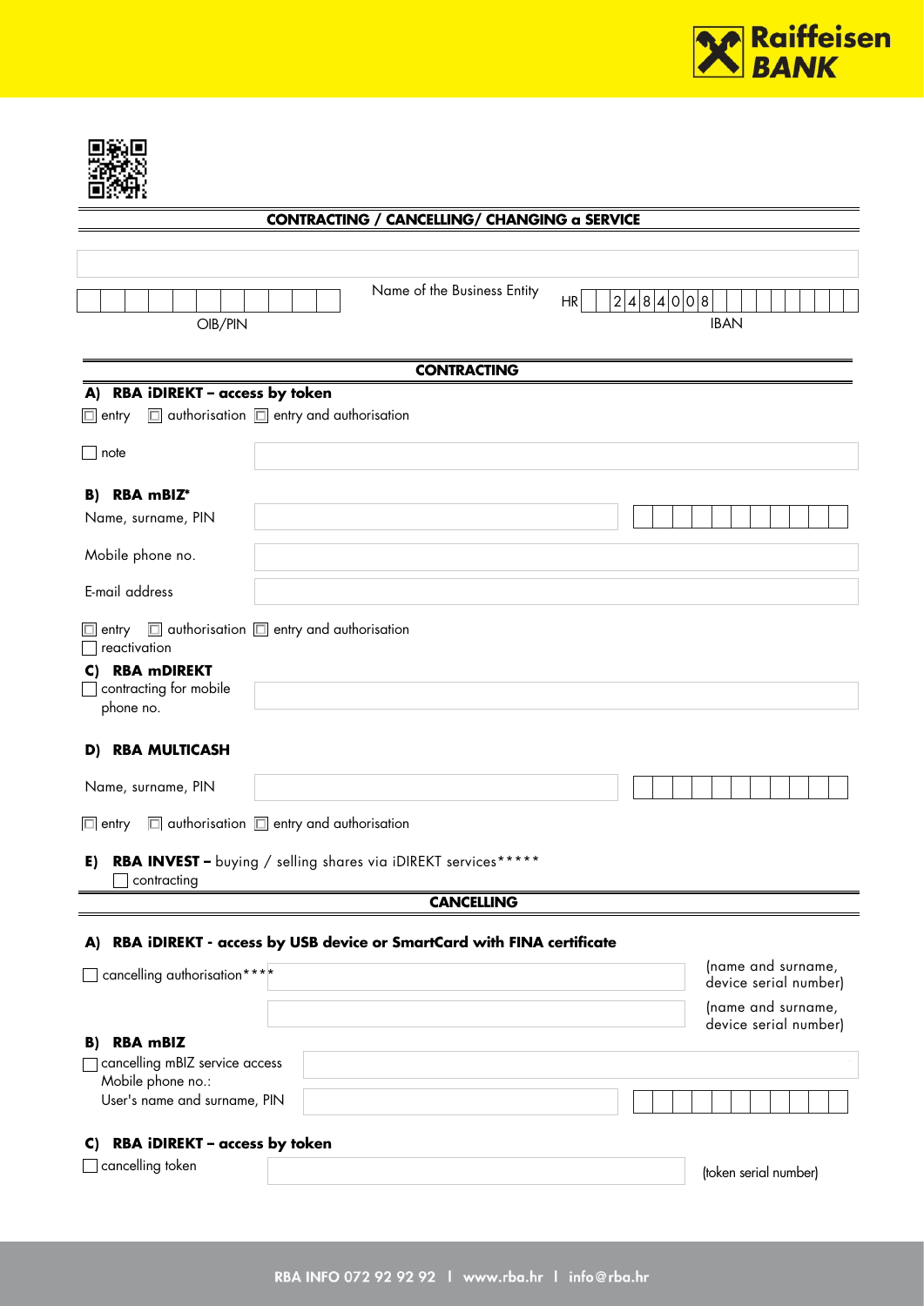## CONTRACTING / CANCELLING/ CHANGING a SERVICE

Name of the Business Entity

OIB/PIN

HR 2 4 8 4 0 0 8

IBAN

## CONTRACTING

**A) RBA iDIREKT – access by token**

☐ entry ☐ authorisation ☐ entry and authorisation

☐ note

**B) RBA mBIZ***

Name, surname, PIN

Mobile phone no.

E-mail address

☐ entry ☐ authorisation ☐ entry and authorisation

☐ reactivation

**C) RBA mDIREKT**

☐ contracting for mobile phone no.

**D) RBA MULTICASH**

Name, surname, PIN

☐ entry ☐ authorisation ☐ entry and authorisation

**E) RBA INVEST –** buying / selling shares via iDIREKT services*****

☐ contracting

## CANCELLING

**A) RBA iDIREKT - access by USB device or SmartCard with FINA certificate**

☐ cancelling authorisation****

(name and surname, device serial number)

(name and surname, device serial number)

**B) RBA mBIZ**

☐ cancelling mBIZ service access

Mobile phone no.:

User's name and surname, PIN

**C) RBA iDIREKT – access by token**

☐ cancelling token

(token serial number)

RBA INFO 072 92 92 92 | www.rba.hr | info@rba.hr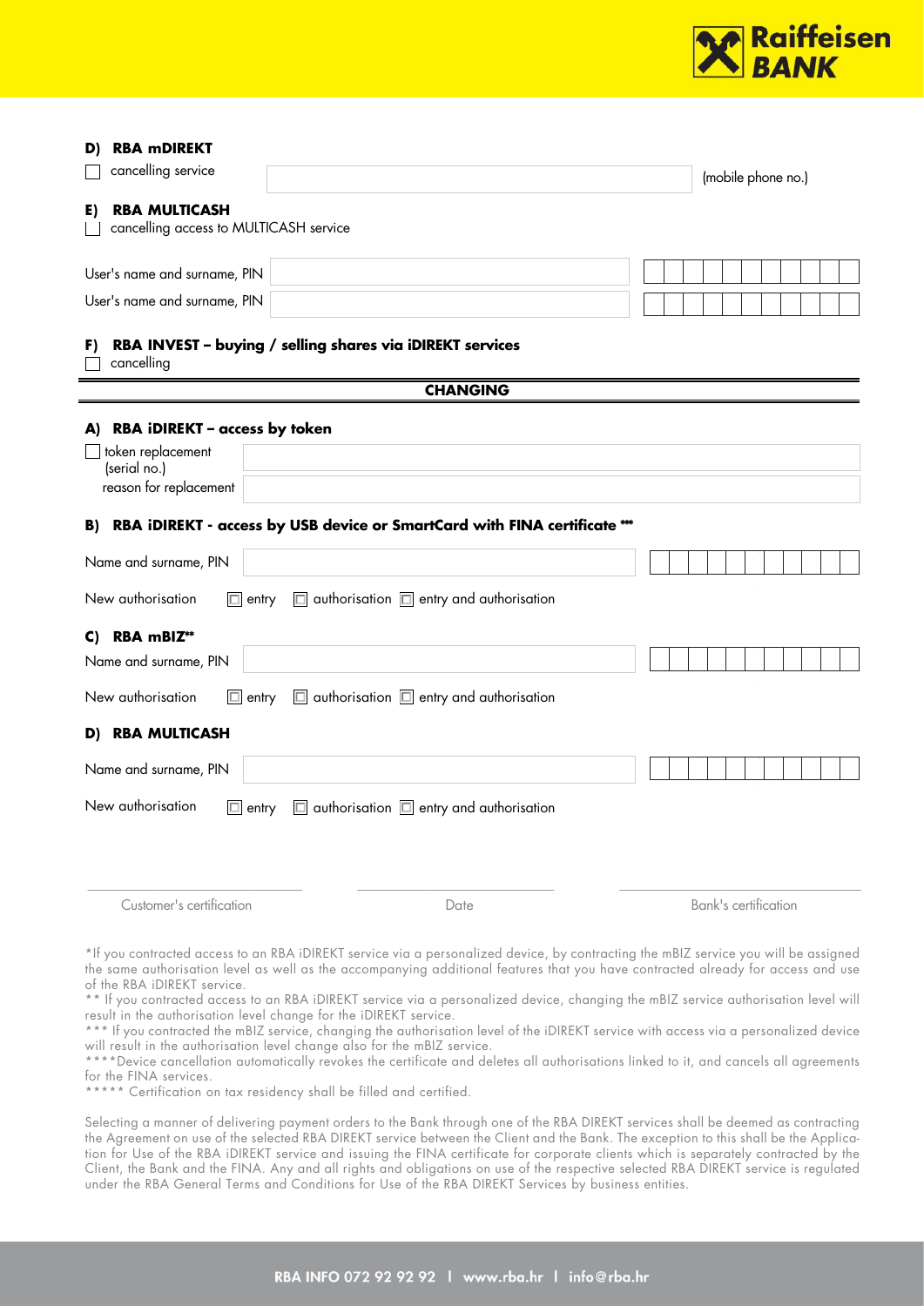### D) RBA mDIREKT

☐ cancelling service (mobile phone no.)

### E) RBA MULTICASH

☐ cancelling access to MULTICASH service

User's name and surname, PIN

User's name and surname, PIN

### F) RBA INVEST – buying / selling shares via iDIREKT services

☐ cancelling

## CHANGING

### A) RBA iDIREKT – access by token

☐ token replacement (serial no.)

reason for replacement

### B) RBA iDIREKT - access by USB device or SmartCard with FINA certificate ***

Name and surname, PIN

New authorisation ☐ entry ☐ authorisation ☐ entry and authorisation

### C) RBA mBIZ**

Name and surname, PIN

New authorisation ☐ entry ☐ authorisation ☐ entry and authorisation

### D) RBA MULTICASH

Name and surname, PIN

New authorisation ☐ entry ☐ authorisation ☐ entry and authorisation

| Customer's certification | Date | Bank's certification |
|---|---|---|

*If you contracted access to an RBA iDIREKT service via a personalized device, by contracting the mBIZ service you will be assigned the same authorisation level as well as the accompanying additional features that you have contracted already for access and use of the RBA iDIREKT service.

** If you contracted access to an RBA iDIREKT service via a personalized device, changing the mBIZ service authorisation level will result in the authorisation level change for the iDIREKT service.

*** If you contracted the mBIZ service, changing the authorisation level of the iDIREKT service with access via a personalized device will result in the authorisation level change also for the mBIZ service.

****Device cancellation automatically revokes the certificate and deletes all authorisations linked to it, and cancels all agreements for the FINA services.

***** Certification on tax residency shall be filled and certified.

Selecting a manner of delivering payment orders to the Bank through one of the RBA DIREKT services shall be deemed as contracting the Agreement on use of the selected RBA DIREKT service between the Client and the Bank. The exception to this shall be the Application for Use of the RBA iDIREKT service and issuing the FINA certificate for corporate clients which is separately contracted by the Client, the Bank and the FINA. Any and all rights and obligations on use of the respective selected RBA DIREKT service is regulated under the RBA General Terms and Conditions for Use of the RBA DIREKT Services by business entities.

RBA INFO 072 92 92 92 | www.rba.hr | info@rba.hr